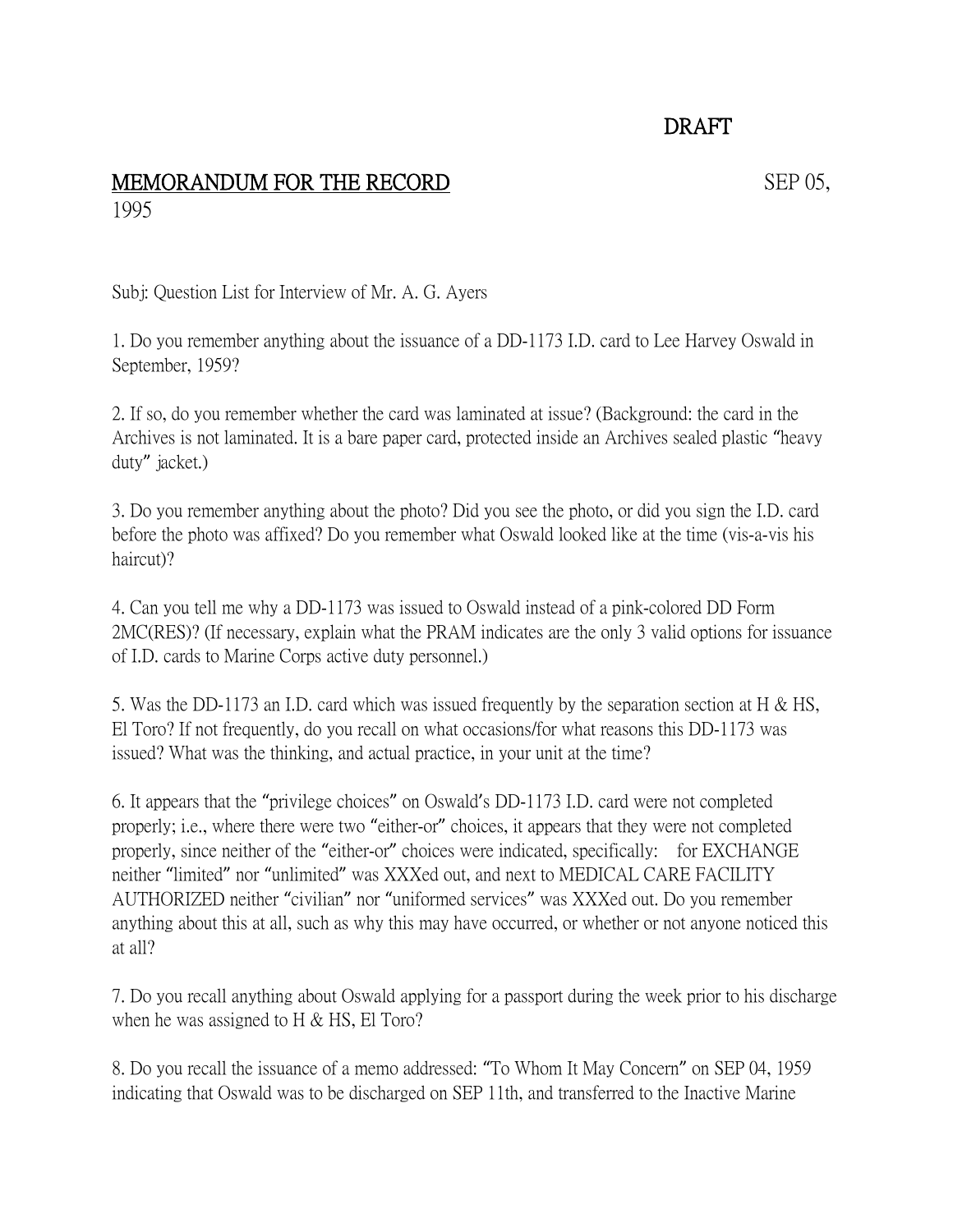DRAFT

**MEMORANDUM FOR THE RECORD** SEP 05, 1995

Subj: Question List for Interview of Mr. A. G. Ayers

1. Do you remember anything about the issuance of a DD-1173 I.D. card to Lee Harvey Oswald in September, 1959?

2. If so, do you remember whether the card was laminated at issue? (Background: the card in the Archives is not laminated. It is a bare paper card, protected inside an Archives sealed plastic "heavy duty" jacket.)

3. Do you remember anything about the photo? Did you see the photo, or did you sign the I.D. card before the photo was affixed? Do you remember what Oswald looked like at the time (vis-a-vis his haircut)?

4. Can you tell me why a DD-1173 was issued to Oswald instead of a pink-colored DD Form 2MC(RES)? (If necessary, explain what the PRAM indicates are the only 3 valid options for issuance of I.D. cards to Marine Corps active duty personnel.)

5. Was the DD-1173 an I.D. card which was issued frequently by the separation section at H & HS, El Toro? If not frequently, do you recall on what occasions/for what reasons this DD-1173 was issued? What was the thinking, and actual practice, in your unit at the time?

6. It appears that the "privilege choices" on Oswald's DD-1173 I.D. card were not completed properly; i.e., where there were two "either-or" choices, it appears that they were not completed properly, since neither of the "either-or" choices were indicated, specifically: for EXCHANGE neither "limited" nor "unlimited" was XXXed out, and next to MEDICAL CARE FACILITY AUTHORIZED neither "civilian" nor "uniformed services" was XXXed out. Do you remember anything about this at all, such as why this may have occurred, or whether or not anyone noticed this at all?

7. Do you recall anything about Oswald applying for a passport during the week prior to his discharge when he was assigned to H & HS, El Toro?

8. Do you recall the issuance of a memo addressed: "To Whom It May Concern" on SEP 04, 1959 indicating that Oswald was to be discharged on SEP 11th, and transferred to the Inactive Marine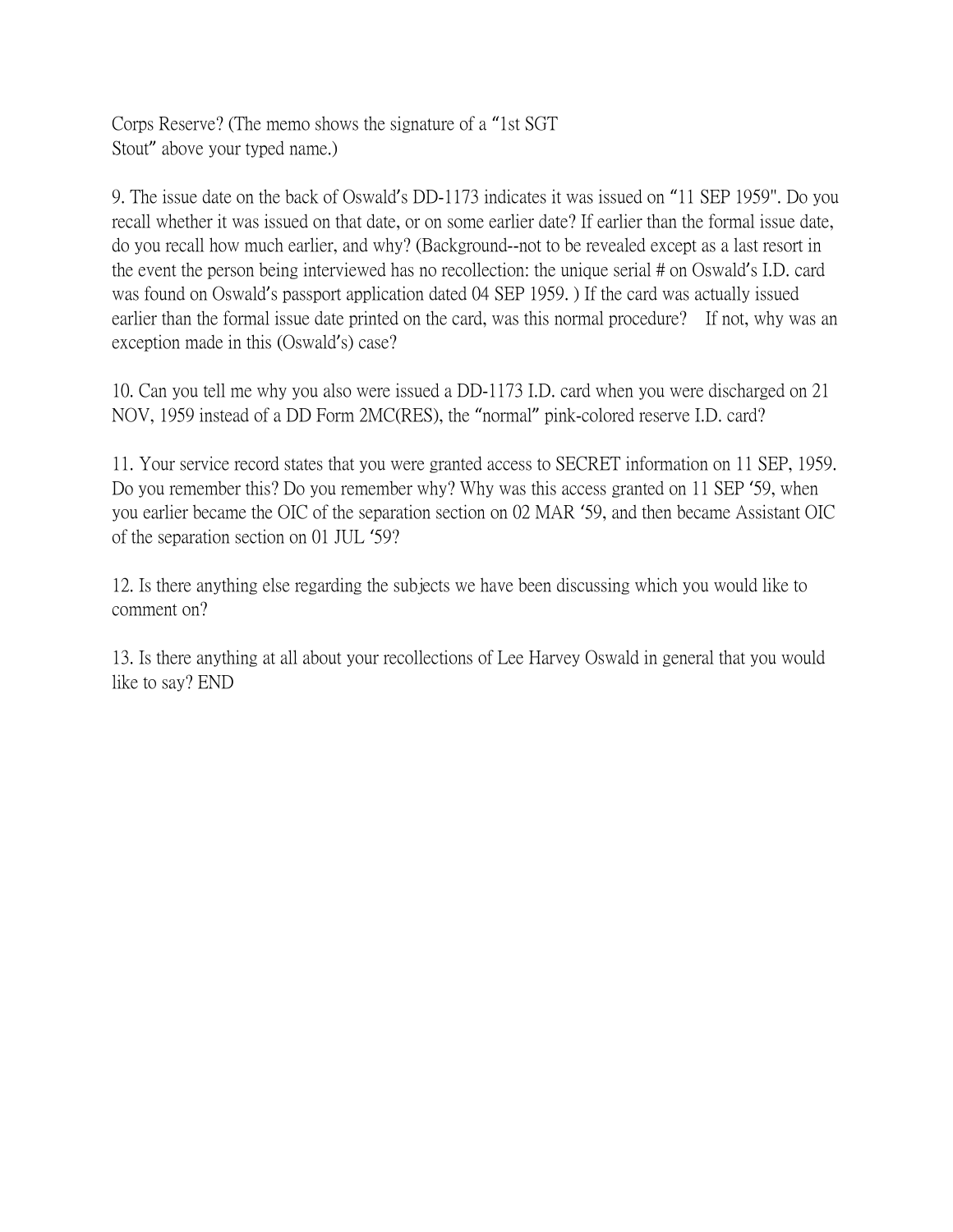Corps Reserve? (The memo shows the signature of a "1st SGT Stout" above your typed name.)

9. The issue date on the back of Oswald's DD-1173 indicates it was issued on "11 SEP 1959". Do you recall whether it was issued on that date, or on some earlier date? If earlier than the formal issue date, do you recall how much earlier, and why? (Background--not to be revealed except as a last resort in the event the person being interviewed has no recollection: the unique serial # on Oswald's I.D. card was found on Oswald's passport application dated 04 SEP 1959. ) If the card was actually issued earlier than the formal issue date printed on the card, was this normal procedure? If not, why was an exception made in this (Oswald's) case?

10. Can you tell me why you also were issued a DD-1173 I.D. card when you were discharged on 21 NOV, 1959 instead of a DD Form 2MC(RES), the "normal" pink-colored reserve I.D. card?

11. Your service record states that you were granted access to SECRET information on 11 SEP, 1959. Do you remember this? Do you remember why? Why was this access granted on 11 SEP '59, when you earlier became the OIC of the separation section on 02 MAR '59, and then became Assistant OIC of the separation section on 01 JUL '59?

12. Is there anything else regarding the subjects we have been discussing which you would like to comment on?

13. Is there anything at all about your recollections of Lee Harvey Oswald in general that you would like to say? END